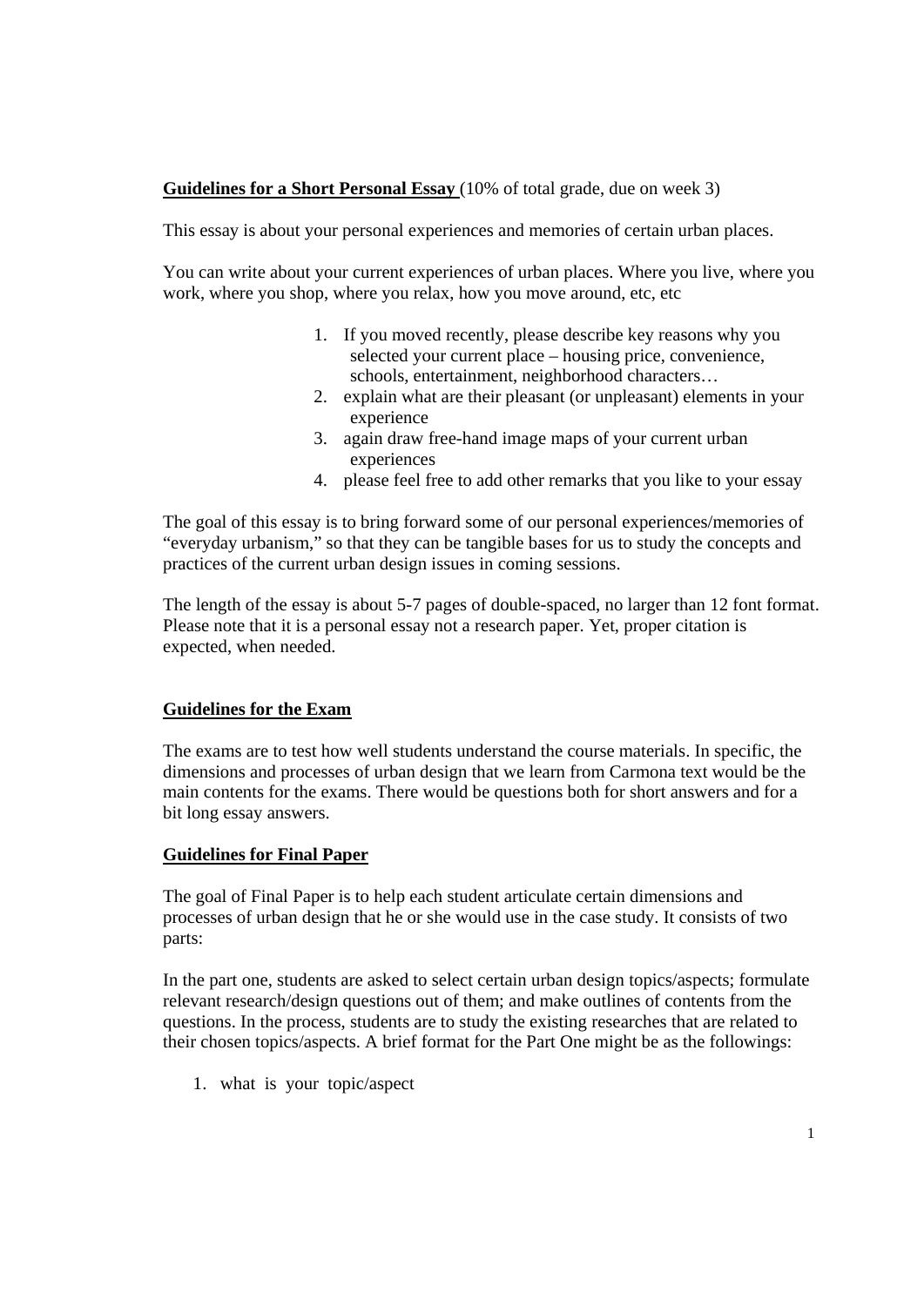**<u>Guidelines for a Short Personal Essay</u>** (10% of total grade, due on week 3)

This essay is about your personal experiences and memories of certain urban places.

You can write about your current experiences of urban places. Where you live, where you work, where you shop, where you relax, how you move around, etc, etc

1. If you moved recently, please describe key reasons why you selected your current place – housing price, convenience, schools, entertainment, neighborhood characters…
2. explain what are their pleasant (or unpleasant) elements in your experience
3. again draw free-hand image maps of your current urban experiences
4. please feel free to add other remarks that you like to your essay

The goal of this essay is to bring forward some of our personal experiences/memories of "everyday urbanism," so that they can be tangible bases for us to study the concepts and practices of the current urban design issues in coming sessions.

The length of the essay is about 5-7 pages of double-spaced, no larger than 12 font format. Please note that it is a personal essay not a research paper. Yet, proper citation is expected, when needed.

**<u>Guidelines for the Exam</u>**

The exams are to test how well students understand the course materials. In specific, the dimensions and processes of urban design that we learn from Carmona text would be the main contents for the exams. There would be questions both for short answers and for a bit long essay answers.

**<u>Guidelines for Final Paper</u>**

The goal of Final Paper is to help each student articulate certain dimensions and processes of urban design that he or she would use in the case study. It consists of two parts:

In the part one, students are asked to select certain urban design topics/aspects; formulate relevant research/design questions out of them; and make outlines of contents from the questions. In the process, students are to study the existing researches that are related to their chosen topics/aspects. A brief format for the Part One might be as the followings:

1. what is your topic/aspect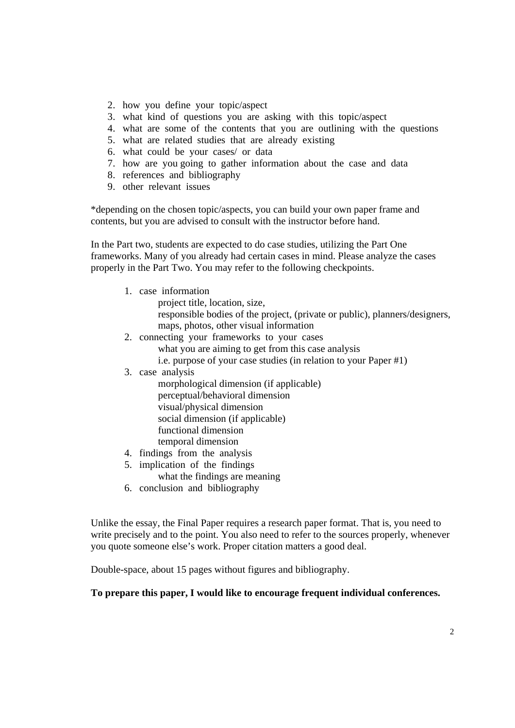2. how you define your topic/aspect
3. what kind of questions you are asking with this topic/aspect
4. what are some of the contents that you are outlining with the questions
5. what are related studies that are already existing
6. what could be your cases/ or data
7. how are you going to gather information about the case and data
8. references and bibliography
9. other relevant issues

*depending on the chosen topic/aspects, you can build your own paper frame and contents, but you are advised to consult with the instructor before hand.

In the Part two, students are expected to do case studies, utilizing the Part One frameworks. Many of you already had certain cases in mind. Please analyze the cases properly in the Part Two. You may refer to the following checkpoints.

1. case information
   - project title, location, size,
   - responsible bodies of the project, (private or public), planners/designers,
   - maps, photos, other visual information
2. connecting your frameworks to your cases
   - what you are aiming to get from this case analysis
   - i.e. purpose of your case studies (in relation to your Paper #1)
3. case analysis
   - morphological dimension (if applicable)
   - perceptual/behavioral dimension
   - visual/physical dimension
   - social dimension (if applicable)
   - functional dimension
   - temporal dimension
4. findings from the analysis
5. implication of the findings
   - what the findings are meaning
6. conclusion and bibliography

Unlike the essay, the Final Paper requires a research paper format. That is, you need to write precisely and to the point. You also need to refer to the sources properly, whenever you quote someone else's work. Proper citation matters a good deal.

Double-space, about 15 pages without figures and bibliography.

**To prepare this paper, I would like to encourage frequent individual conferences.**